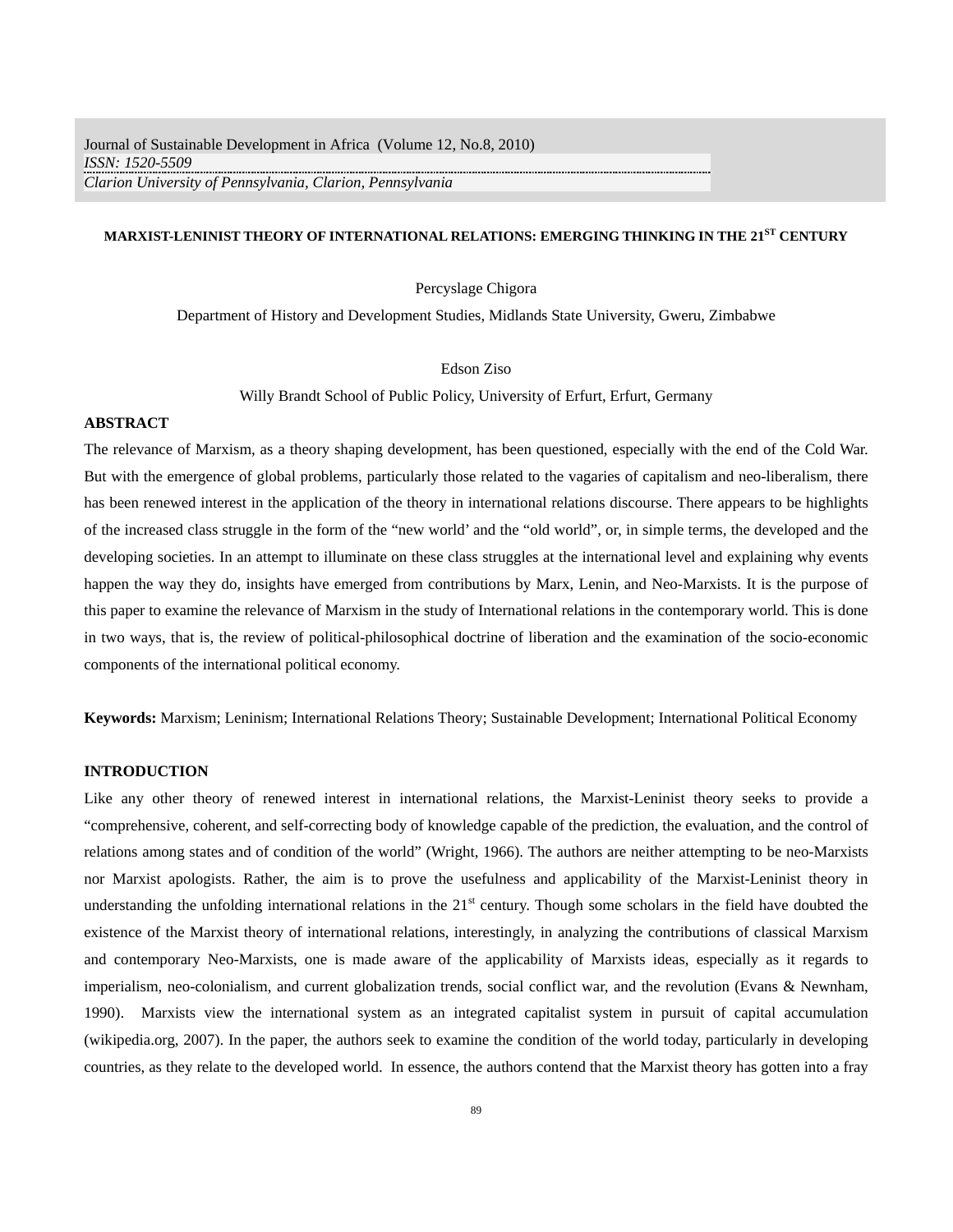# MARXIST-LENINIST THEORY OF INTERNATIONAL RELATIONS: EMERGING THINKING IN THE 21ST CENTURY

Percyslage Chigora

Department of History and Development Studies, Midlands State University, Gweru, Zimbabwe

Edson Ziso

Willy Brandt School of Public Policy, University of Erfurt, Erfurt, Germany

## ABSTRACT

The relevance of Marxism, as a theory shaping development, has been questioned, especially with the end of the Cold War. But with the emergence of global problems, particularly those related to the vagaries of capitalism and neo-liberalism, there has been renewed interest in the application of the theory in international relations discourse. There appears to be highlights of the increased class struggle in the form of the "new world' and the "old world", or, in simple terms, the developed and the developing societies. In an attempt to illuminate on these class struggles at the international level and explaining why events happen the way they do, insights have emerged from contributions by Marx, Lenin, and Neo-Marxists. It is the purpose of this paper to examine the relevance of Marxism in the study of International relations in the contemporary world. This is done in two ways, that is, the review of political-philosophical doctrine of liberation and the examination of the socio-economic components of the international political economy.

**Keywords:** Marxism; Leninism; International Relations Theory; Sustainable Development; International Political Economy

## INTRODUCTION

Like any other theory of renewed interest in international relations, the Marxist-Leninist theory seeks to provide a "comprehensive, coherent, and self-correcting body of knowledge capable of the prediction, the evaluation, and the control of relations among states and of condition of the world" (Wright, 1966). The authors are neither attempting to be neo-Marxists nor Marxist apologists. Rather, the aim is to prove the usefulness and applicability of the Marxist-Leninist theory in understanding the unfolding international relations in the 21st century. Though some scholars in the field have doubted the existence of the Marxist theory of international relations, interestingly, in analyzing the contributions of classical Marxism and contemporary Neo-Marxists, one is made aware of the applicability of Marxists ideas, especially as it regards to imperialism, neo-colonialism, and current globalization trends, social conflict war, and the revolution (Evans & Newnham, 1990). Marxists view the international system as an integrated capitalist system in pursuit of capital accumulation (wikipedia.org, 2007). In the paper, the authors seek to examine the condition of the world today, particularly in developing countries, as they relate to the developed world. In essence, the authors contend that the Marxist theory has gotten into a fray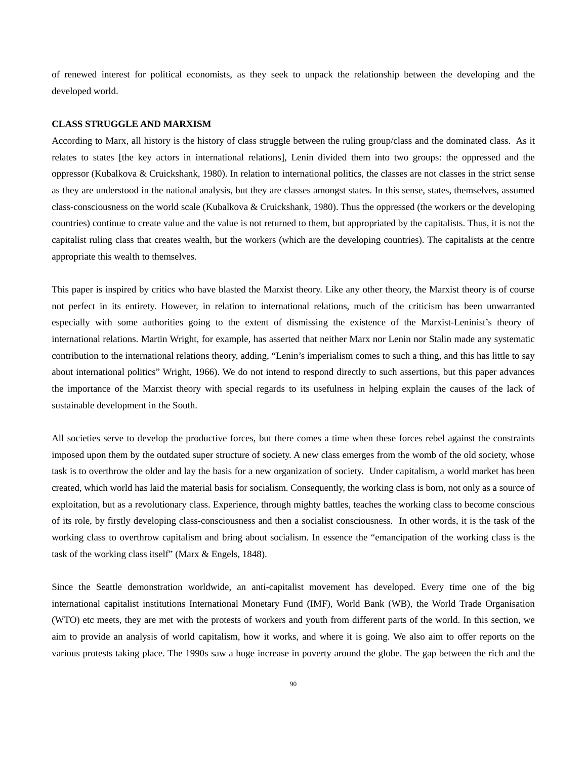of renewed interest for political economists, as they seek to unpack the relationship between the developing and the developed world.

**CLASS STRUGGLE AND MARXISM**

According to Marx, all history is the history of class struggle between the ruling group/class and the dominated class. As it relates to states [the key actors in international relations], Lenin divided them into two groups: the oppressed and the oppressor (Kubalkova & Cruickshank, 1980). In relation to international politics, the classes are not classes in the strict sense as they are understood in the national analysis, but they are classes amongst states. In this sense, states, themselves, assumed class-consciousness on the world scale (Kubalkova & Cruickshank, 1980). Thus the oppressed (the workers or the developing countries) continue to create value and the value is not returned to them, but appropriated by the capitalists. Thus, it is not the capitalist ruling class that creates wealth, but the workers (which are the developing countries). The capitalists at the centre appropriate this wealth to themselves.

This paper is inspired by critics who have blasted the Marxist theory. Like any other theory, the Marxist theory is of course not perfect in its entirety. However, in relation to international relations, much of the criticism has been unwarranted especially with some authorities going to the extent of dismissing the existence of the Marxist-Leninist's theory of international relations. Martin Wright, for example, has asserted that neither Marx nor Lenin nor Stalin made any systematic contribution to the international relations theory, adding, "Lenin's imperialism comes to such a thing, and this has little to say about international politics" Wright, 1966). We do not intend to respond directly to such assertions, but this paper advances the importance of the Marxist theory with special regards to its usefulness in helping explain the causes of the lack of sustainable development in the South.

All societies serve to develop the productive forces, but there comes a time when these forces rebel against the constraints imposed upon them by the outdated super structure of society. A new class emerges from the womb of the old society, whose task is to overthrow the older and lay the basis for a new organization of society. Under capitalism, a world market has been created, which world has laid the material basis for socialism. Consequently, the working class is born, not only as a source of exploitation, but as a revolutionary class. Experience, through mighty battles, teaches the working class to become conscious of its role, by firstly developing class-consciousness and then a socialist consciousness. In other words, it is the task of the working class to overthrow capitalism and bring about socialism. In essence the "emancipation of the working class is the task of the working class itself" (Marx & Engels, 1848).

Since the Seattle demonstration worldwide, an anti-capitalist movement has developed. Every time one of the big international capitalist institutions International Monetary Fund (IMF), World Bank (WB), the World Trade Organisation (WTO) etc meets, they are met with the protests of workers and youth from different parts of the world. In this section, we aim to provide an analysis of world capitalism, how it works, and where it is going. We also aim to offer reports on the various protests taking place. The 1990s saw a huge increase in poverty around the globe. The gap between the rich and the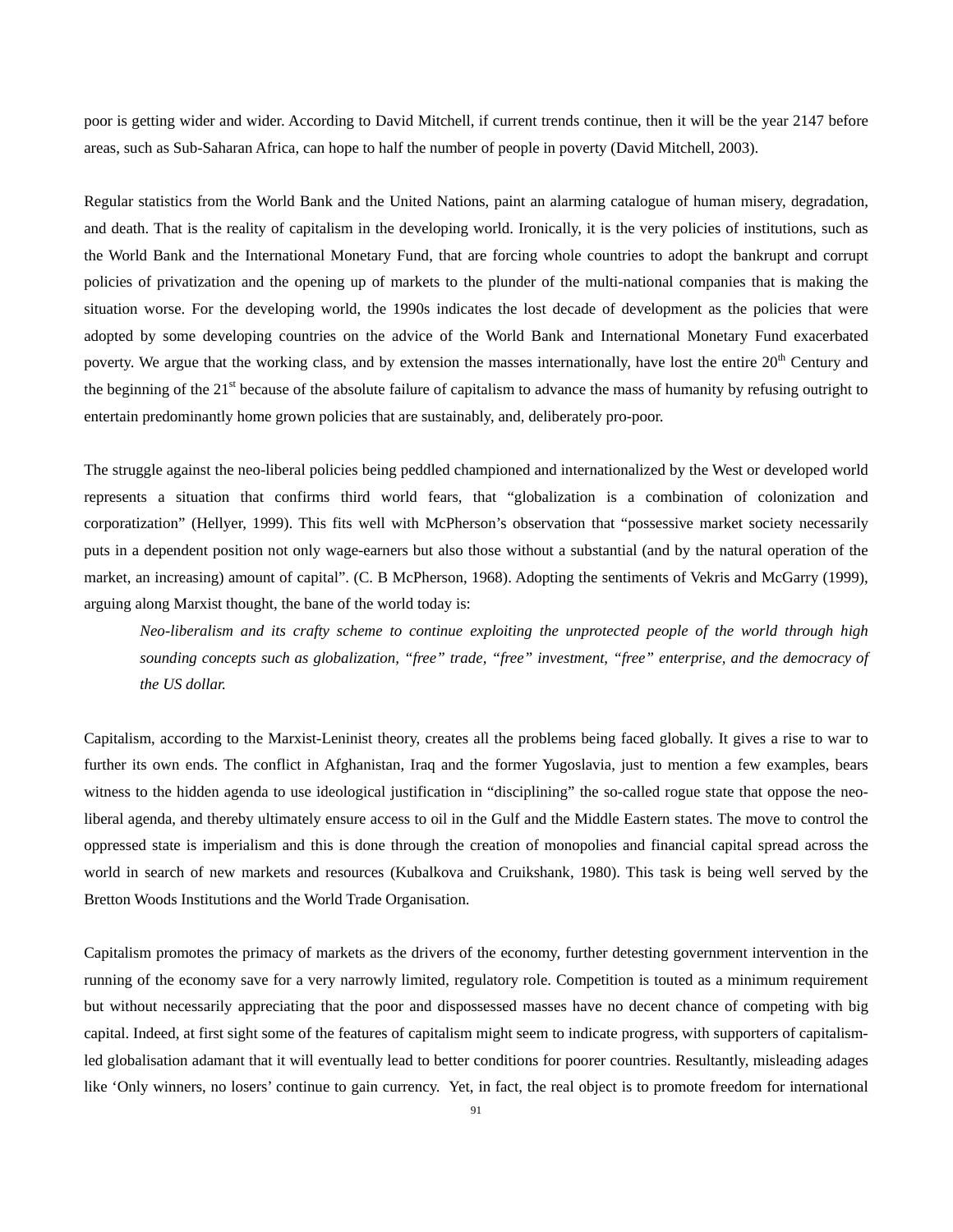poor is getting wider and wider. According to David Mitchell, if current trends continue, then it will be the year 2147 before areas, such as Sub-Saharan Africa, can hope to half the number of people in poverty (David Mitchell, 2003).

Regular statistics from the World Bank and the United Nations, paint an alarming catalogue of human misery, degradation, and death. That is the reality of capitalism in the developing world. Ironically, it is the very policies of institutions, such as the World Bank and the International Monetary Fund, that are forcing whole countries to adopt the bankrupt and corrupt policies of privatization and the opening up of markets to the plunder of the multi-national companies that is making the situation worse. For the developing world, the 1990s indicates the lost decade of development as the policies that were adopted by some developing countries on the advice of the World Bank and International Monetary Fund exacerbated poverty. We argue that the working class, and by extension the masses internationally, have lost the entire 20th Century and the beginning of the 21st because of the absolute failure of capitalism to advance the mass of humanity by refusing outright to entertain predominantly home grown policies that are sustainably, and, deliberately pro-poor.

The struggle against the neo-liberal policies being peddled championed and internationalized by the West or developed world represents a situation that confirms third world fears, that "globalization is a combination of colonization and corporatization" (Hellyer, 1999). This fits well with McPherson's observation that "possessive market society necessarily puts in a dependent position not only wage-earners but also those without a substantial (and by the natural operation of the market, an increasing) amount of capital". (C. B McPherson, 1968). Adopting the sentiments of Vekris and McGarry (1999), arguing along Marxist thought, the bane of the world today is:

> *Neo-liberalism and its crafty scheme to continue exploiting the unprotected people of the world through high sounding concepts such as globalization, "free" trade, "free" investment, "free" enterprise, and the democracy of the US dollar.*

Capitalism, according to the Marxist-Leninist theory, creates all the problems being faced globally. It gives a rise to war to further its own ends. The conflict in Afghanistan, Iraq and the former Yugoslavia, just to mention a few examples, bears witness to the hidden agenda to use ideological justification in "disciplining" the so-called rogue state that oppose the neo-liberal agenda, and thereby ultimately ensure access to oil in the Gulf and the Middle Eastern states. The move to control the oppressed state is imperialism and this is done through the creation of monopolies and financial capital spread across the world in search of new markets and resources (Kubalkova and Cruikshank, 1980). This task is being well served by the Bretton Woods Institutions and the World Trade Organisation.

Capitalism promotes the primacy of markets as the drivers of the economy, further detesting government intervention in the running of the economy save for a very narrowly limited, regulatory role. Competition is touted as a minimum requirement but without necessarily appreciating that the poor and dispossessed masses have no decent chance of competing with big capital. Indeed, at first sight some of the features of capitalism might seem to indicate progress, with supporters of capitalism-led globalisation adamant that it will eventually lead to better conditions for poorer countries. Resultantly, misleading adages like 'Only winners, no losers' continue to gain currency. Yet, in fact, the real object is to promote freedom for international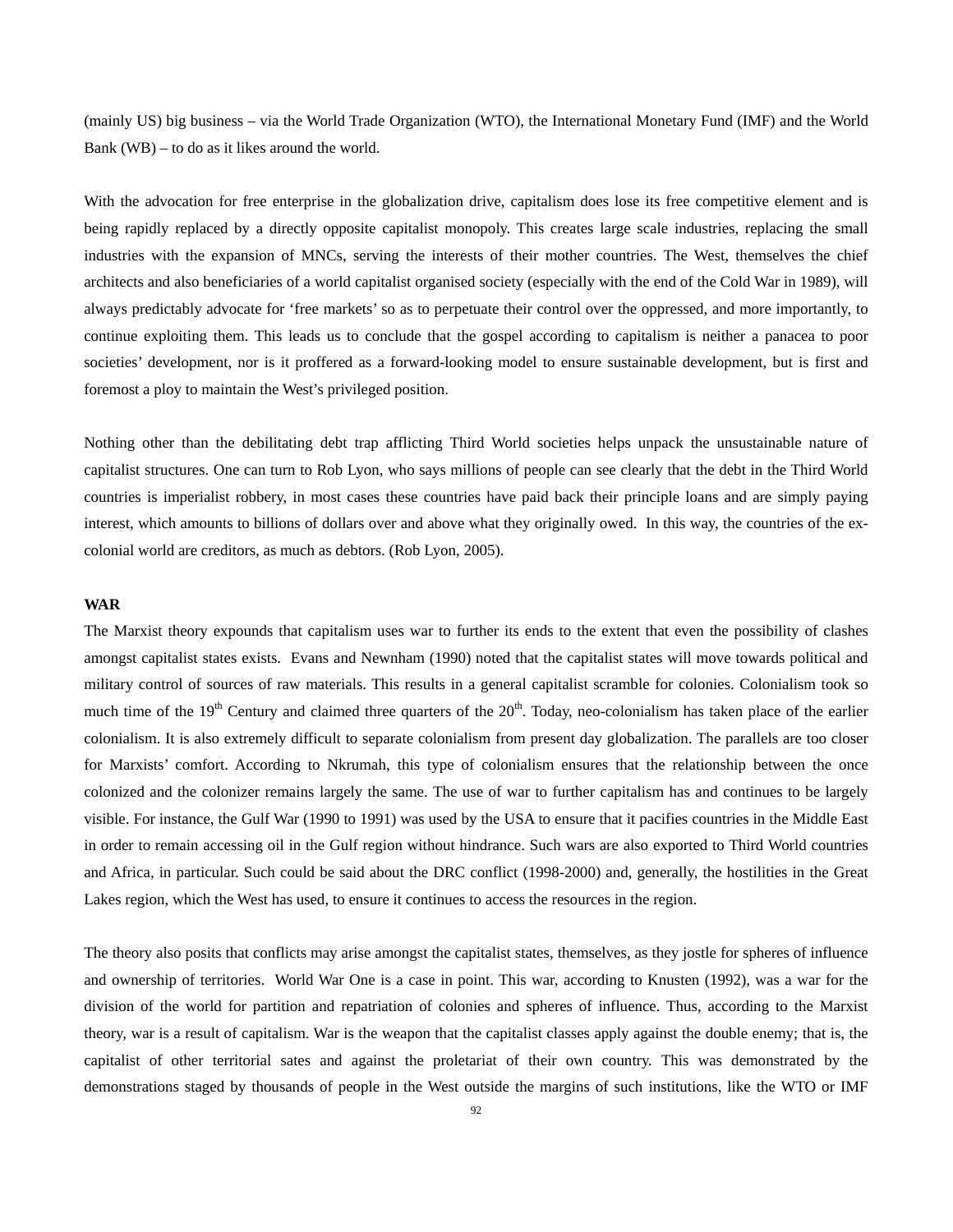(mainly US) big business – via the World Trade Organization (WTO), the International Monetary Fund (IMF) and the World Bank (WB) – to do as it likes around the world.

With the advocation for free enterprise in the globalization drive, capitalism does lose its free competitive element and is being rapidly replaced by a directly opposite capitalist monopoly. This creates large scale industries, replacing the small industries with the expansion of MNCs, serving the interests of their mother countries. The West, themselves the chief architects and also beneficiaries of a world capitalist organised society (especially with the end of the Cold War in 1989), will always predictably advocate for 'free markets' so as to perpetuate their control over the oppressed, and more importantly, to continue exploiting them. This leads us to conclude that the gospel according to capitalism is neither a panacea to poor societies' development, nor is it proffered as a forward-looking model to ensure sustainable development, but is first and foremost a ploy to maintain the West's privileged position.

Nothing other than the debilitating debt trap afflicting Third World societies helps unpack the unsustainable nature of capitalist structures. One can turn to Rob Lyon, who says millions of people can see clearly that the debt in the Third World countries is imperialist robbery, in most cases these countries have paid back their principle loans and are simply paying interest, which amounts to billions of dollars over and above what they originally owed. In this way, the countries of the ex-colonial world are creditors, as much as debtors. (Rob Lyon, 2005).

**WAR**

The Marxist theory expounds that capitalism uses war to further its ends to the extent that even the possibility of clashes amongst capitalist states exists. Evans and Newnham (1990) noted that the capitalist states will move towards political and military control of sources of raw materials. This results in a general capitalist scramble for colonies. Colonialism took so much time of the 19th Century and claimed three quarters of the 20th. Today, neo-colonialism has taken place of the earlier colonialism. It is also extremely difficult to separate colonialism from present day globalization. The parallels are too closer for Marxists' comfort. According to Nkrumah, this type of colonialism ensures that the relationship between the once colonized and the colonizer remains largely the same. The use of war to further capitalism has and continues to be largely visible. For instance, the Gulf War (1990 to 1991) was used by the USA to ensure that it pacifies countries in the Middle East in order to remain accessing oil in the Gulf region without hindrance. Such wars are also exported to Third World countries and Africa, in particular. Such could be said about the DRC conflict (1998-2000) and, generally, the hostilities in the Great Lakes region, which the West has used, to ensure it continues to access the resources in the region.

The theory also posits that conflicts may arise amongst the capitalist states, themselves, as they jostle for spheres of influence and ownership of territories. World War One is a case in point. This war, according to Knusten (1992), was a war for the division of the world for partition and repatriation of colonies and spheres of influence. Thus, according to the Marxist theory, war is a result of capitalism. War is the weapon that the capitalist classes apply against the double enemy; that is, the capitalist of other territorial sates and against the proletariat of their own country. This was demonstrated by the demonstrations staged by thousands of people in the West outside the margins of such institutions, like the WTO or IMF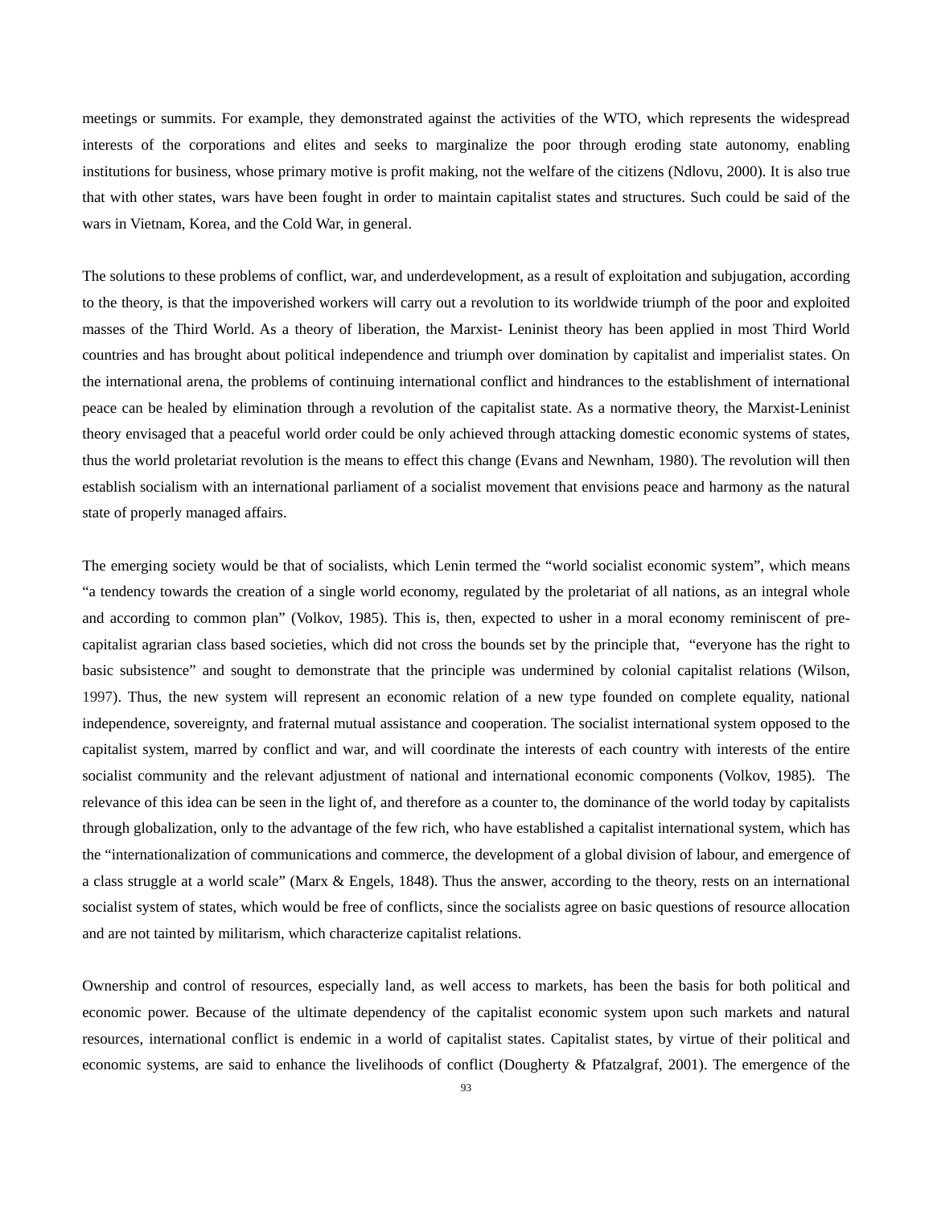meetings or summits. For example, they demonstrated against the activities of the WTO, which represents the widespread interests of the corporations and elites and seeks to marginalize the poor through eroding state autonomy, enabling institutions for business, whose primary motive is profit making, not the welfare of the citizens (Ndlovu, 2000). It is also true that with other states, wars have been fought in order to maintain capitalist states and structures. Such could be said of the wars in Vietnam, Korea, and the Cold War, in general.

The solutions to these problems of conflict, war, and underdevelopment, as a result of exploitation and subjugation, according to the theory, is that the impoverished workers will carry out a revolution to its worldwide triumph of the poor and exploited masses of the Third World. As a theory of liberation, the Marxist- Leninist theory has been applied in most Third World countries and has brought about political independence and triumph over domination by capitalist and imperialist states. On the international arena, the problems of continuing international conflict and hindrances to the establishment of international peace can be healed by elimination through a revolution of the capitalist state. As a normative theory, the Marxist-Leninist theory envisaged that a peaceful world order could be only achieved through attacking domestic economic systems of states, thus the world proletariat revolution is the means to effect this change (Evans and Newnham, 1980). The revolution will then establish socialism with an international parliament of a socialist movement that envisions peace and harmony as the natural state of properly managed affairs.

The emerging society would be that of socialists, which Lenin termed the "world socialist economic system", which means "a tendency towards the creation of a single world economy, regulated by the proletariat of all nations, as an integral whole and according to common plan" (Volkov, 1985). This is, then, expected to usher in a moral economy reminiscent of pre-capitalist agrarian class based societies, which did not cross the bounds set by the principle that, "everyone has the right to basic subsistence" and sought to demonstrate that the principle was undermined by colonial capitalist relations (Wilson, 1997). Thus, the new system will represent an economic relation of a new type founded on complete equality, national independence, sovereignty, and fraternal mutual assistance and cooperation. The socialist international system opposed to the capitalist system, marred by conflict and war, and will coordinate the interests of each country with interests of the entire socialist community and the relevant adjustment of national and international economic components (Volkov, 1985). The relevance of this idea can be seen in the light of, and therefore as a counter to, the dominance of the world today by capitalists through globalization, only to the advantage of the few rich, who have established a capitalist international system, which has the "internationalization of communications and commerce, the development of a global division of labour, and emergence of a class struggle at a world scale" (Marx & Engels, 1848). Thus the answer, according to the theory, rests on an international socialist system of states, which would be free of conflicts, since the socialists agree on basic questions of resource allocation and are not tainted by militarism, which characterize capitalist relations.

Ownership and control of resources, especially land, as well access to markets, has been the basis for both political and economic power. Because of the ultimate dependency of the capitalist economic system upon such markets and natural resources, international conflict is endemic in a world of capitalist states. Capitalist states, by virtue of their political and economic systems, are said to enhance the livelihoods of conflict (Dougherty & Pfatzalgraf, 2001). The emergence of the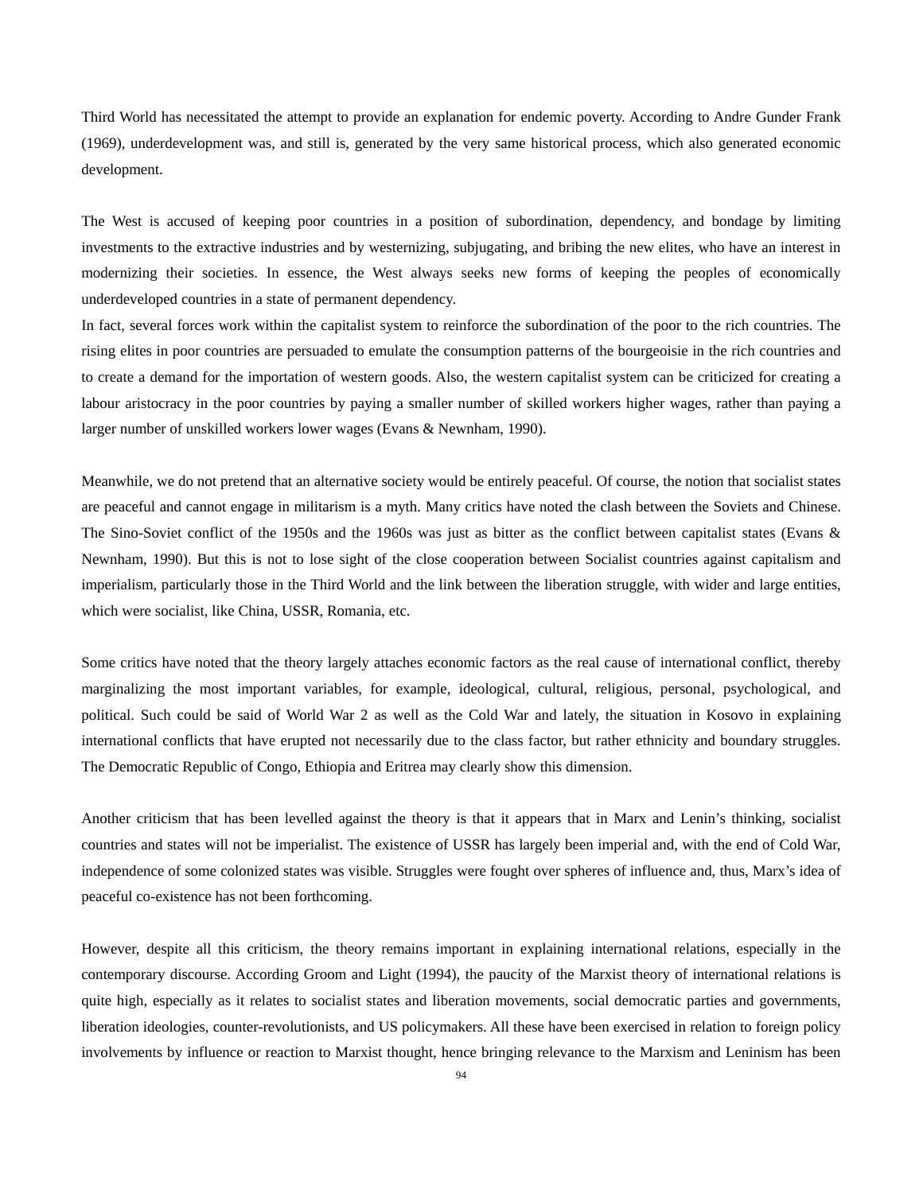Third World has necessitated the attempt to provide an explanation for endemic poverty. According to Andre Gunder Frank (1969), underdevelopment was, and still is, generated by the very same historical process, which also generated economic development.

The West is accused of keeping poor countries in a position of subordination, dependency, and bondage by limiting investments to the extractive industries and by westernizing, subjugating, and bribing the new elites, who have an interest in modernizing their societies. In essence, the West always seeks new forms of keeping the peoples of economically underdeveloped countries in a state of permanent dependency.

In fact, several forces work within the capitalist system to reinforce the subordination of the poor to the rich countries. The rising elites in poor countries are persuaded to emulate the consumption patterns of the bourgeoisie in the rich countries and to create a demand for the importation of western goods. Also, the western capitalist system can be criticized for creating a labour aristocracy in the poor countries by paying a smaller number of skilled workers higher wages, rather than paying a larger number of unskilled workers lower wages (Evans & Newnham, 1990).

Meanwhile, we do not pretend that an alternative society would be entirely peaceful. Of course, the notion that socialist states are peaceful and cannot engage in militarism is a myth. Many critics have noted the clash between the Soviets and Chinese. The Sino-Soviet conflict of the 1950s and the 1960s was just as bitter as the conflict between capitalist states (Evans & Newnham, 1990). But this is not to lose sight of the close cooperation between Socialist countries against capitalism and imperialism, particularly those in the Third World and the link between the liberation struggle, with wider and large entities, which were socialist, like China, USSR, Romania, etc.

Some critics have noted that the theory largely attaches economic factors as the real cause of international conflict, thereby marginalizing the most important variables, for example, ideological, cultural, religious, personal, psychological, and political. Such could be said of World War 2 as well as the Cold War and lately, the situation in Kosovo in explaining international conflicts that have erupted not necessarily due to the class factor, but rather ethnicity and boundary struggles. The Democratic Republic of Congo, Ethiopia and Eritrea may clearly show this dimension.

Another criticism that has been levelled against the theory is that it appears that in Marx and Lenin's thinking, socialist countries and states will not be imperialist. The existence of USSR has largely been imperial and, with the end of Cold War, independence of some colonized states was visible. Struggles were fought over spheres of influence and, thus, Marx's idea of peaceful co-existence has not been forthcoming.

However, despite all this criticism, the theory remains important in explaining international relations, especially in the contemporary discourse. According Groom and Light (1994), the paucity of the Marxist theory of international relations is quite high, especially as it relates to socialist states and liberation movements, social democratic parties and governments, liberation ideologies, counter-revolutionists, and US policymakers. All these have been exercised in relation to foreign policy involvements by influence or reaction to Marxist thought, hence bringing relevance to the Marxism and Leninism has been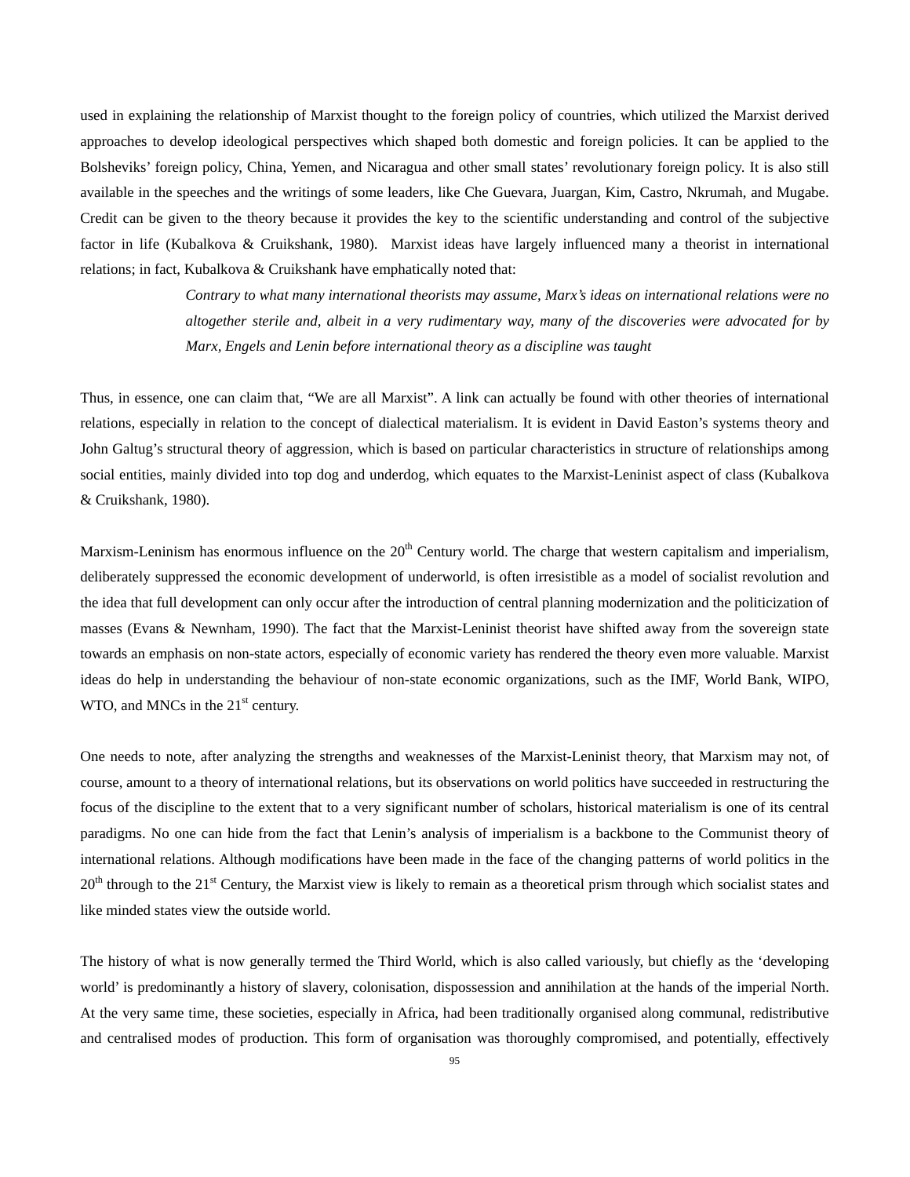used in explaining the relationship of Marxist thought to the foreign policy of countries, which utilized the Marxist derived approaches to develop ideological perspectives which shaped both domestic and foreign policies. It can be applied to the Bolsheviks' foreign policy, China, Yemen, and Nicaragua and other small states' revolutionary foreign policy. It is also still available in the speeches and the writings of some leaders, like Che Guevara, Juargan, Kim, Castro, Nkrumah, and Mugabe. Credit can be given to the theory because it provides the key to the scientific understanding and control of the subjective factor in life (Kubalkova & Cruikshank, 1980). Marxist ideas have largely influenced many a theorist in international relations; in fact, Kubalkova & Cruikshank have emphatically noted that:

> *Contrary to what many international theorists may assume, Marx's ideas on international relations were no altogether sterile and, albeit in a very rudimentary way, many of the discoveries were advocated for by Marx, Engels and Lenin before international theory as a discipline was taught*

Thus, in essence, one can claim that, "We are all Marxist". A link can actually be found with other theories of international relations, especially in relation to the concept of dialectical materialism. It is evident in David Easton's systems theory and John Galtug's structural theory of aggression, which is based on particular characteristics in structure of relationships among social entities, mainly divided into top dog and underdog, which equates to the Marxist-Leninist aspect of class (Kubalkova & Cruikshank, 1980).

Marxism-Leninism has enormous influence on the 20th Century world. The charge that western capitalism and imperialism, deliberately suppressed the economic development of underworld, is often irresistible as a model of socialist revolution and the idea that full development can only occur after the introduction of central planning modernization and the politicization of masses (Evans & Newnham, 1990). The fact that the Marxist-Leninist theorist have shifted away from the sovereign state towards an emphasis on non-state actors, especially of economic variety has rendered the theory even more valuable. Marxist ideas do help in understanding the behaviour of non-state economic organizations, such as the IMF, World Bank, WIPO, WTO, and MNCs in the 21st century.

One needs to note, after analyzing the strengths and weaknesses of the Marxist-Leninist theory, that Marxism may not, of course, amount to a theory of international relations, but its observations on world politics have succeeded in restructuring the focus of the discipline to the extent that to a very significant number of scholars, historical materialism is one of its central paradigms. No one can hide from the fact that Lenin's analysis of imperialism is a backbone to the Communist theory of international relations. Although modifications have been made in the face of the changing patterns of world politics in the 20th through to the 21st Century, the Marxist view is likely to remain as a theoretical prism through which socialist states and like minded states view the outside world.

The history of what is now generally termed the Third World, which is also called variously, but chiefly as the 'developing world' is predominantly a history of slavery, colonisation, dispossession and annihilation at the hands of the imperial North. At the very same time, these societies, especially in Africa, had been traditionally organised along communal, redistributive and centralised modes of production. This form of organisation was thoroughly compromised, and potentially, effectively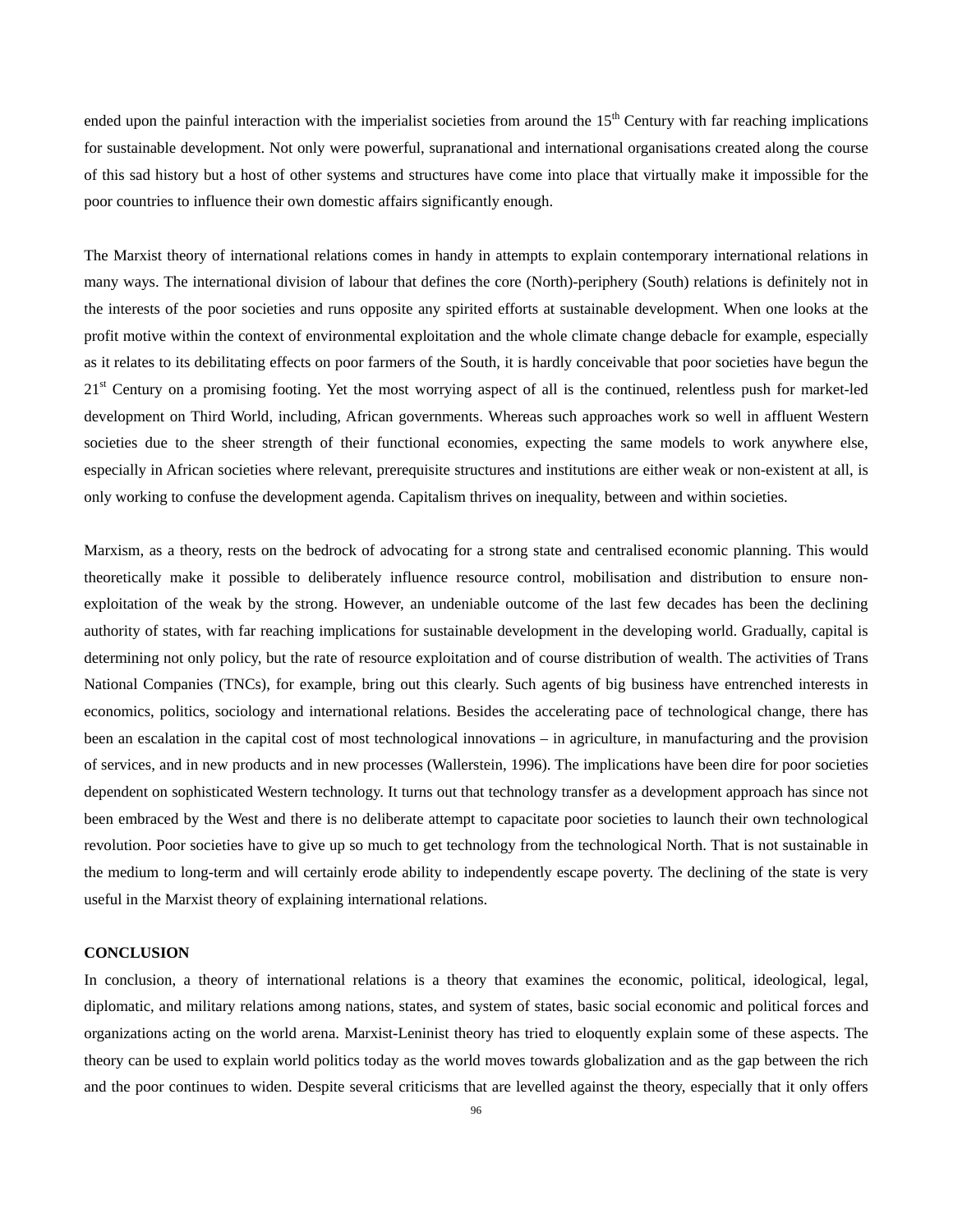ended upon the painful interaction with the imperialist societies from around the 15th Century with far reaching implications for sustainable development. Not only were powerful, supranational and international organisations created along the course of this sad history but a host of other systems and structures have come into place that virtually make it impossible for the poor countries to influence their own domestic affairs significantly enough.

The Marxist theory of international relations comes in handy in attempts to explain contemporary international relations in many ways. The international division of labour that defines the core (North)-periphery (South) relations is definitely not in the interests of the poor societies and runs opposite any spirited efforts at sustainable development. When one looks at the profit motive within the context of environmental exploitation and the whole climate change debacle for example, especially as it relates to its debilitating effects on poor farmers of the South, it is hardly conceivable that poor societies have begun the 21st Century on a promising footing. Yet the most worrying aspect of all is the continued, relentless push for market-led development on Third World, including, African governments. Whereas such approaches work so well in affluent Western societies due to the sheer strength of their functional economies, expecting the same models to work anywhere else, especially in African societies where relevant, prerequisite structures and institutions are either weak or non-existent at all, is only working to confuse the development agenda. Capitalism thrives on inequality, between and within societies.

Marxism, as a theory, rests on the bedrock of advocating for a strong state and centralised economic planning. This would theoretically make it possible to deliberately influence resource control, mobilisation and distribution to ensure non-exploitation of the weak by the strong. However, an undeniable outcome of the last few decades has been the declining authority of states, with far reaching implications for sustainable development in the developing world. Gradually, capital is determining not only policy, but the rate of resource exploitation and of course distribution of wealth. The activities of Trans National Companies (TNCs), for example, bring out this clearly. Such agents of big business have entrenched interests in economics, politics, sociology and international relations. Besides the accelerating pace of technological change, there has been an escalation in the capital cost of most technological innovations – in agriculture, in manufacturing and the provision of services, and in new products and in new processes (Wallerstein, 1996). The implications have been dire for poor societies dependent on sophisticated Western technology. It turns out that technology transfer as a development approach has since not been embraced by the West and there is no deliberate attempt to capacitate poor societies to launch their own technological revolution. Poor societies have to give up so much to get technology from the technological North. That is not sustainable in the medium to long-term and will certainly erode ability to independently escape poverty. The declining of the state is very useful in the Marxist theory of explaining international relations.

## CONCLUSION

In conclusion, a theory of international relations is a theory that examines the economic, political, ideological, legal, diplomatic, and military relations among nations, states, and system of states, basic social economic and political forces and organizations acting on the world arena. Marxist-Leninist theory has tried to eloquently explain some of these aspects. The theory can be used to explain world politics today as the world moves towards globalization and as the gap between the rich and the poor continues to widen. Despite several criticisms that are levelled against the theory, especially that it only offers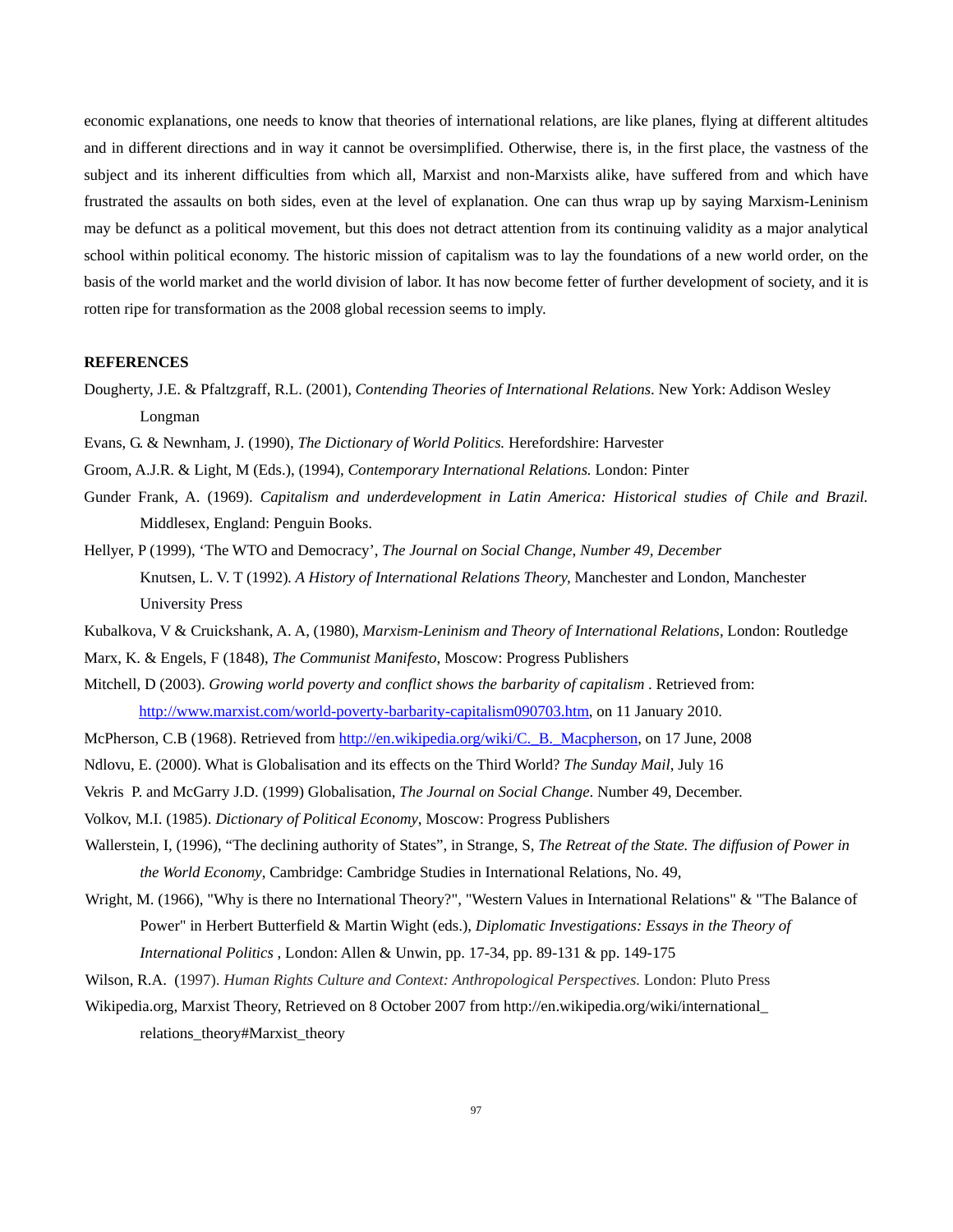economic explanations, one needs to know that theories of international relations, are like planes, flying at different altitudes and in different directions and in way it cannot be oversimplified. Otherwise, there is, in the first place, the vastness of the subject and its inherent difficulties from which all, Marxist and non-Marxists alike, have suffered from and which have frustrated the assaults on both sides, even at the level of explanation. One can thus wrap up by saying Marxism-Leninism may be defunct as a political movement, but this does not detract attention from its continuing validity as a major analytical school within political economy. The historic mission of capitalism was to lay the foundations of a new world order, on the basis of the world market and the world division of labor. It has now become fetter of further development of society, and it is rotten ripe for transformation as the 2008 global recession seems to imply.

**REFERENCES**

Dougherty, J.E. & Pfaltzgraff, R.L. (2001), *Contending Theories of International Relations*. New York: Addison Wesley Longman

Evans, G. & Newnham, J. (1990), *The Dictionary of World Politics.* Herefordshire: Harvester

Groom, A.J.R. & Light, M (Eds.), (1994), *Contemporary International Relations.* London: Pinter

Gunder Frank, A. (1969). *Capitalism and underdevelopment in Latin America: Historical studies of Chile and Brazil.* Middlesex, England: Penguin Books.

Hellyer, P (1999), 'The WTO and Democracy', *The Journal on Social Change, Number 49, December*

Knutsen, L. V. T (1992). *A History of International Relations Theory,* Manchester and London, Manchester University Press

Kubalkova, V & Cruickshank, A. A, (1980), *Marxism-Leninism and Theory of International Relations*, London: Routledge

Marx, K. & Engels, F (1848), *The Communist Manifesto*, Moscow: Progress Publishers

Mitchell, D (2003). *Growing world poverty and conflict shows the barbarity of capitalism* . Retrieved from: http://www.marxist.com/world-poverty-barbarity-capitalism090703.htm, on 11 January 2010.

McPherson, C.B (1968). Retrieved from http://en.wikipedia.org/wiki/C._B._Macpherson, on 17 June, 2008

Ndlovu, E. (2000). What is Globalisation and its effects on the Third World? *The Sunday Mail*, July 16

Vekris P. and McGarry J.D. (1999) Globalisation, *The Journal on Social Change*. Number 49, December.

Volkov, M.I. (1985). *Dictionary of Political Economy*, Moscow: Progress Publishers

Wallerstein, I, (1996), "The declining authority of States", in Strange, S, *The Retreat of the State. The diffusion of Power in the World Economy*, Cambridge: Cambridge Studies in International Relations, No. 49,

Wright, M. (1966), "Why is there no International Theory?", "Western Values in International Relations" & "The Balance of Power" in Herbert Butterfield & Martin Wight (eds.), *Diplomatic Investigations: Essays in the Theory of International Politics* , London: Allen & Unwin, pp. 17-34, pp. 89-131 & pp. 149-175

Wilson, R.A. (1997). *Human Rights Culture and Context: Anthropological Perspectives.* London: Pluto Press

Wikipedia.org, Marxist Theory, Retrieved on 8 October 2007 from http://en.wikipedia.org/wiki/international_relations_theory#Marxist_theory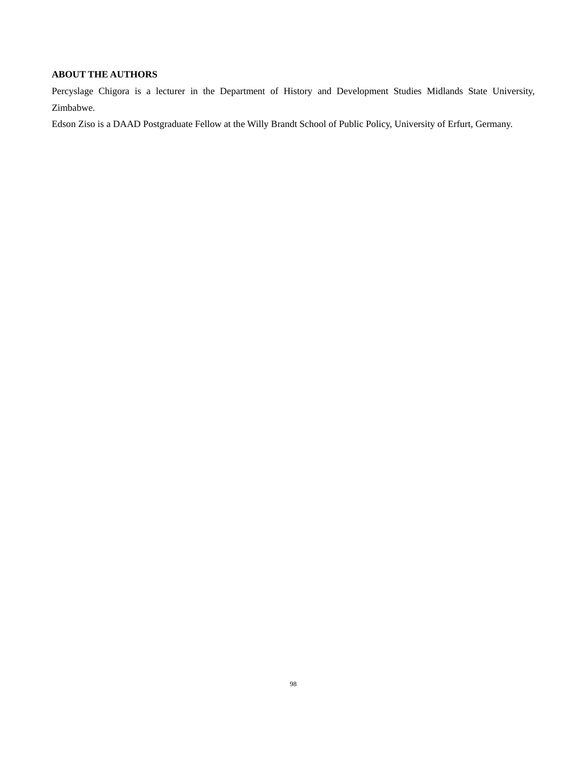**ABOUT THE AUTHORS**

Percyslage Chigora is a lecturer in the Department of History and Development Studies Midlands State University, Zimbabwe.

Edson Ziso is a DAAD Postgraduate Fellow at the Willy Brandt School of Public Policy, University of Erfurt, Germany.